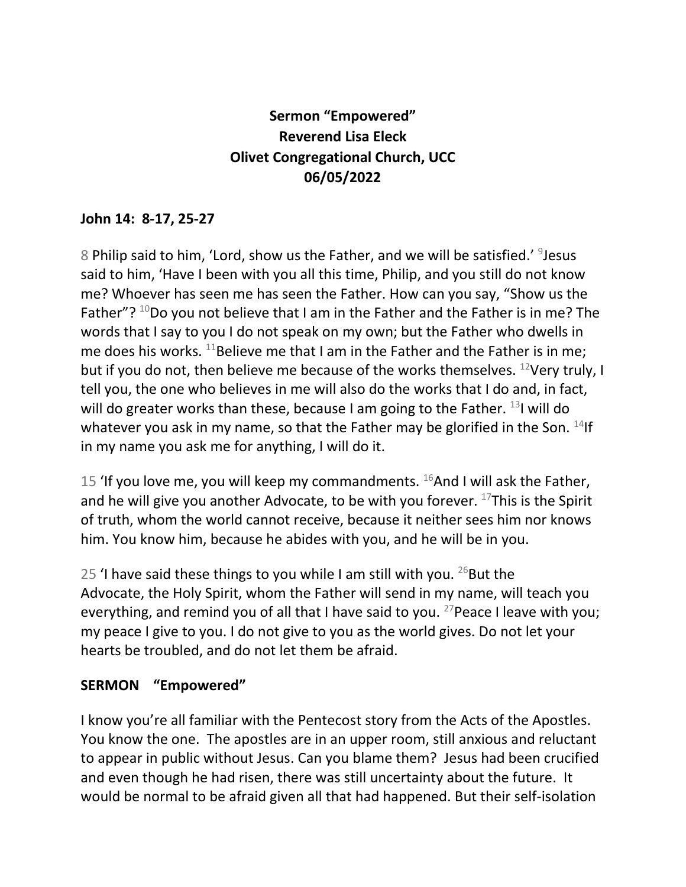**Sermon "Empowered"**
**Reverend Lisa Eleck**
**Olivet Congregational Church, UCC**
**06/05/2022**

**John 14: 8-17, 25-27**

8 Philip said to him, 'Lord, show us the Father, and we will be satisfied.' 9 Jesus said to him, 'Have I been with you all this time, Philip, and you still do not know me? Whoever has seen me has seen the Father. How can you say, "Show us the Father"? 10 Do you not believe that I am in the Father and the Father is in me? The words that I say to you I do not speak on my own; but the Father who dwells in me does his works. 11 Believe me that I am in the Father and the Father is in me; but if you do not, then believe me because of the works themselves. 12 Very truly, I tell you, the one who believes in me will also do the works that I do and, in fact, will do greater works than these, because I am going to the Father. 13 I will do whatever you ask in my name, so that the Father may be glorified in the Son. 14 If in my name you ask me for anything, I will do it.

15 'If you love me, you will keep my commandments. 16 And I will ask the Father, and he will give you another Advocate, to be with you forever. 17 This is the Spirit of truth, whom the world cannot receive, because it neither sees him nor knows him. You know him, because he abides with you, and he will be in you.

25 'I have said these things to you while I am still with you. 26 But the Advocate, the Holy Spirit, whom the Father will send in my name, will teach you everything, and remind you of all that I have said to you. 27 Peace I leave with you; my peace I give to you. I do not give to you as the world gives. Do not let your hearts be troubled, and do not let them be afraid.

**SERMON "Empowered"**

I know you're all familiar with the Pentecost story from the Acts of the Apostles. You know the one. The apostles are in an upper room, still anxious and reluctant to appear in public without Jesus. Can you blame them? Jesus had been crucified and even though he had risen, there was still uncertainty about the future. It would be normal to be afraid given all that had happened. But their self-isolation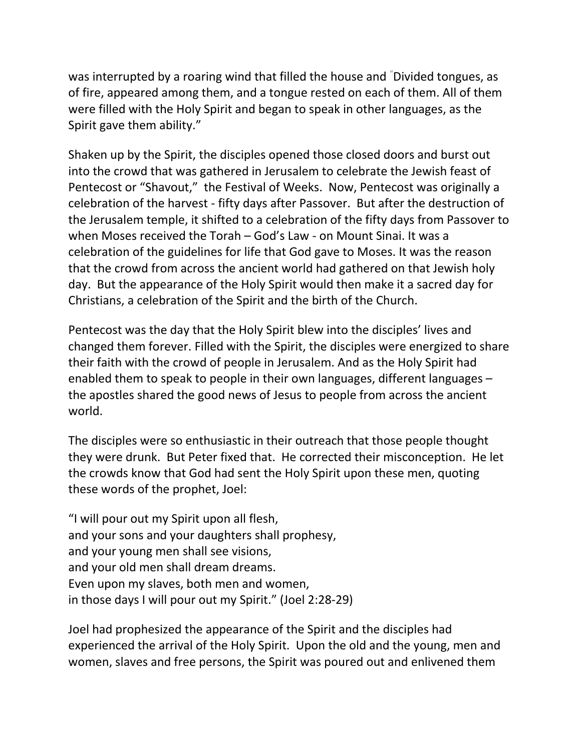was interrupted by a roaring wind that filled the house and "Divided tongues, as of fire, appeared among them, and a tongue rested on each of them. All of them were filled with the Holy Spirit and began to speak in other languages, as the Spirit gave them ability."

Shaken up by the Spirit, the disciples opened those closed doors and burst out into the crowd that was gathered in Jerusalem to celebrate the Jewish feast of Pentecost or "Shavout," the Festival of Weeks. Now, Pentecost was originally a celebration of the harvest - fifty days after Passover. But after the destruction of the Jerusalem temple, it shifted to a celebration of the fifty days from Passover to when Moses received the Torah – God's Law - on Mount Sinai. It was a celebration of the guidelines for life that God gave to Moses. It was the reason that the crowd from across the ancient world had gathered on that Jewish holy day. But the appearance of the Holy Spirit would then make it a sacred day for Christians, a celebration of the Spirit and the birth of the Church.

Pentecost was the day that the Holy Spirit blew into the disciples' lives and changed them forever. Filled with the Spirit, the disciples were energized to share their faith with the crowd of people in Jerusalem. And as the Holy Spirit had enabled them to speak to people in their own languages, different languages – the apostles shared the good news of Jesus to people from across the ancient world.

The disciples were so enthusiastic in their outreach that those people thought they were drunk. But Peter fixed that. He corrected their misconception. He let the crowds know that God had sent the Holy Spirit upon these men, quoting these words of the prophet, Joel:

"I will pour out my Spirit upon all flesh,  
and your sons and your daughters shall prophesy,  
and your young men shall see visions,  
and your old men shall dream dreams.  
Even upon my slaves, both men and women,  
in those days I will pour out my Spirit." (Joel 2:28-29)

Joel had prophesized the appearance of the Spirit and the disciples had experienced the arrival of the Holy Spirit. Upon the old and the young, men and women, slaves and free persons, the Spirit was poured out and enlivened them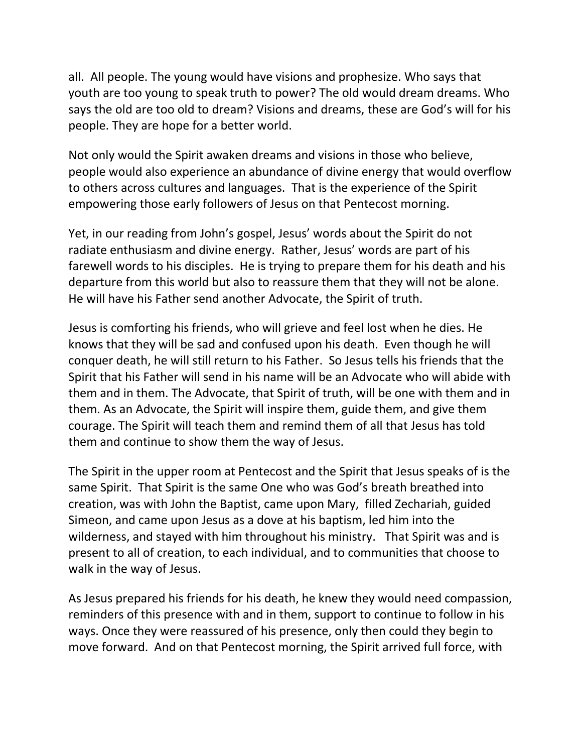all. All people. The young would have visions and prophesize. Who says that youth are too young to speak truth to power? The old would dream dreams. Who says the old are too old to dream? Visions and dreams, these are God's will for his people. They are hope for a better world.

Not only would the Spirit awaken dreams and visions in those who believe, people would also experience an abundance of divine energy that would overflow to others across cultures and languages. That is the experience of the Spirit empowering those early followers of Jesus on that Pentecost morning.

Yet, in our reading from John's gospel, Jesus' words about the Spirit do not radiate enthusiasm and divine energy. Rather, Jesus' words are part of his farewell words to his disciples. He is trying to prepare them for his death and his departure from this world but also to reassure them that they will not be alone. He will have his Father send another Advocate, the Spirit of truth.

Jesus is comforting his friends, who will grieve and feel lost when he dies. He knows that they will be sad and confused upon his death. Even though he will conquer death, he will still return to his Father. So Jesus tells his friends that the Spirit that his Father will send in his name will be an Advocate who will abide with them and in them. The Advocate, that Spirit of truth, will be one with them and in them. As an Advocate, the Spirit will inspire them, guide them, and give them courage. The Spirit will teach them and remind them of all that Jesus has told them and continue to show them the way of Jesus.

The Spirit in the upper room at Pentecost and the Spirit that Jesus speaks of is the same Spirit. That Spirit is the same One who was God's breath breathed into creation, was with John the Baptist, came upon Mary, filled Zechariah, guided Simeon, and came upon Jesus as a dove at his baptism, led him into the wilderness, and stayed with him throughout his ministry. That Spirit was and is present to all of creation, to each individual, and to communities that choose to walk in the way of Jesus.

As Jesus prepared his friends for his death, he knew they would need compassion, reminders of this presence with and in them, support to continue to follow in his ways. Once they were reassured of his presence, only then could they begin to move forward. And on that Pentecost morning, the Spirit arrived full force, with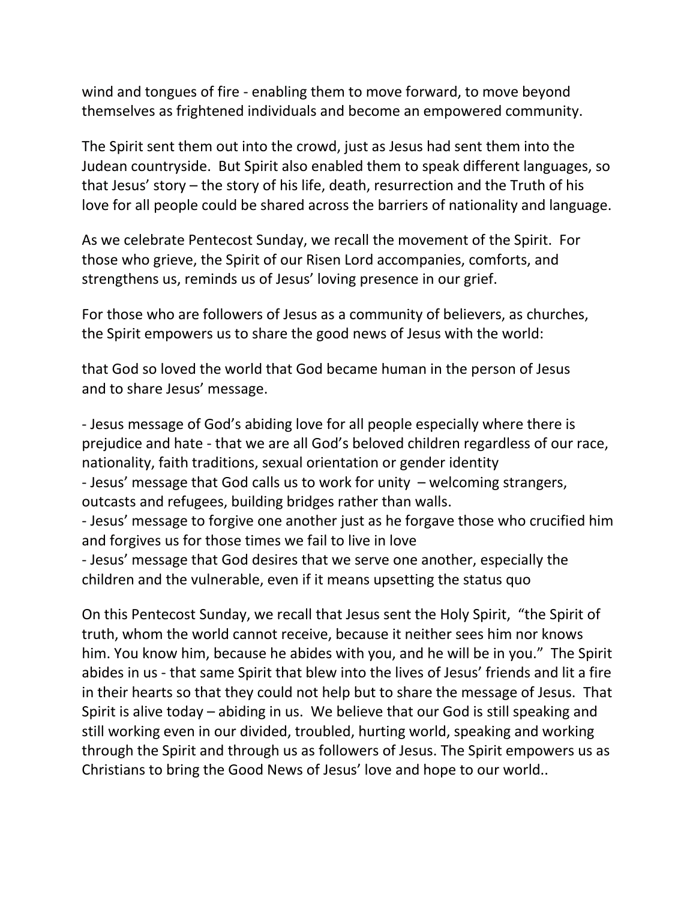wind and tongues of fire - enabling them to move forward, to move beyond themselves as frightened individuals and become an empowered community.

The Spirit sent them out into the crowd, just as Jesus had sent them into the Judean countryside. But Spirit also enabled them to speak different languages, so that Jesus' story – the story of his life, death, resurrection and the Truth of his love for all people could be shared across the barriers of nationality and language.

As we celebrate Pentecost Sunday, we recall the movement of the Spirit. For those who grieve, the Spirit of our Risen Lord accompanies, comforts, and strengthens us, reminds us of Jesus' loving presence in our grief.

For those who are followers of Jesus as a community of believers, as churches, the Spirit empowers us to share the good news of Jesus with the world:

that God so loved the world that God became human in the person of Jesus and to share Jesus' message.

- Jesus message of God's abiding love for all people especially where there is prejudice and hate - that we are all God's beloved children regardless of our race, nationality, faith traditions, sexual orientation or gender identity
- Jesus' message that God calls us to work for unity – welcoming strangers, outcasts and refugees, building bridges rather than walls.
- Jesus' message to forgive one another just as he forgave those who crucified him and forgives us for those times we fail to live in love
- Jesus' message that God desires that we serve one another, especially the children and the vulnerable, even if it means upsetting the status quo

On this Pentecost Sunday, we recall that Jesus sent the Holy Spirit, "the Spirit of truth, whom the world cannot receive, because it neither sees him nor knows him. You know him, because he abides with you, and he will be in you." The Spirit abides in us - that same Spirit that blew into the lives of Jesus' friends and lit a fire in their hearts so that they could not help but to share the message of Jesus. That Spirit is alive today – abiding in us. We believe that our God is still speaking and still working even in our divided, troubled, hurting world, speaking and working through the Spirit and through us as followers of Jesus. The Spirit empowers us as Christians to bring the Good News of Jesus' love and hope to our world..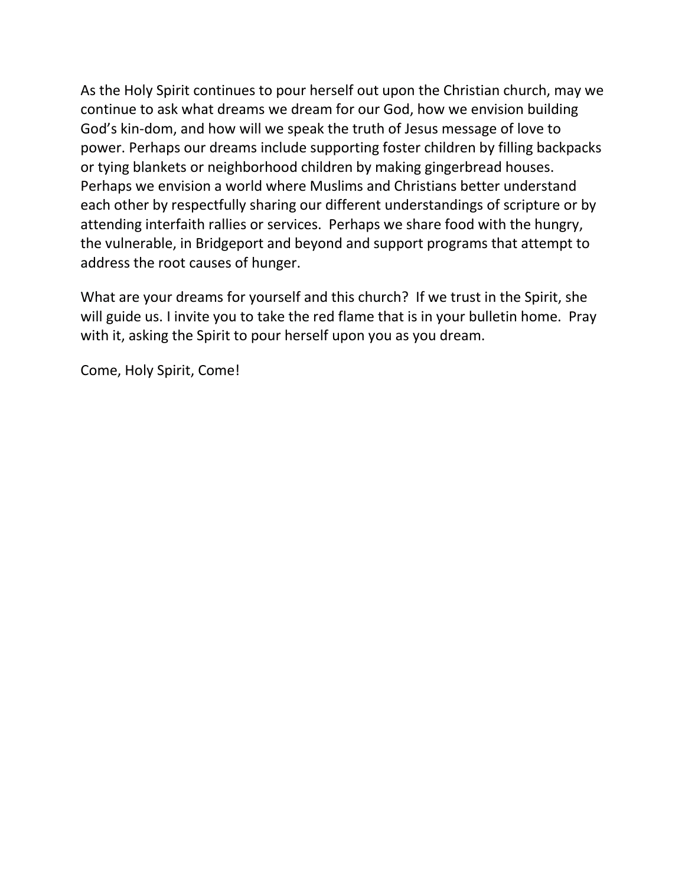As the Holy Spirit continues to pour herself out upon the Christian church, may we continue to ask what dreams we dream for our God, how we envision building God's kin-dom, and how will we speak the truth of Jesus message of love to power. Perhaps our dreams include supporting foster children by filling backpacks or tying blankets or neighborhood children by making gingerbread houses. Perhaps we envision a world where Muslims and Christians better understand each other by respectfully sharing our different understandings of scripture or by attending interfaith rallies or services. Perhaps we share food with the hungry, the vulnerable, in Bridgeport and beyond and support programs that attempt to address the root causes of hunger.

What are your dreams for yourself and this church? If we trust in the Spirit, she will guide us. I invite you to take the red flame that is in your bulletin home. Pray with it, asking the Spirit to pour herself upon you as you dream.

Come, Holy Spirit, Come!